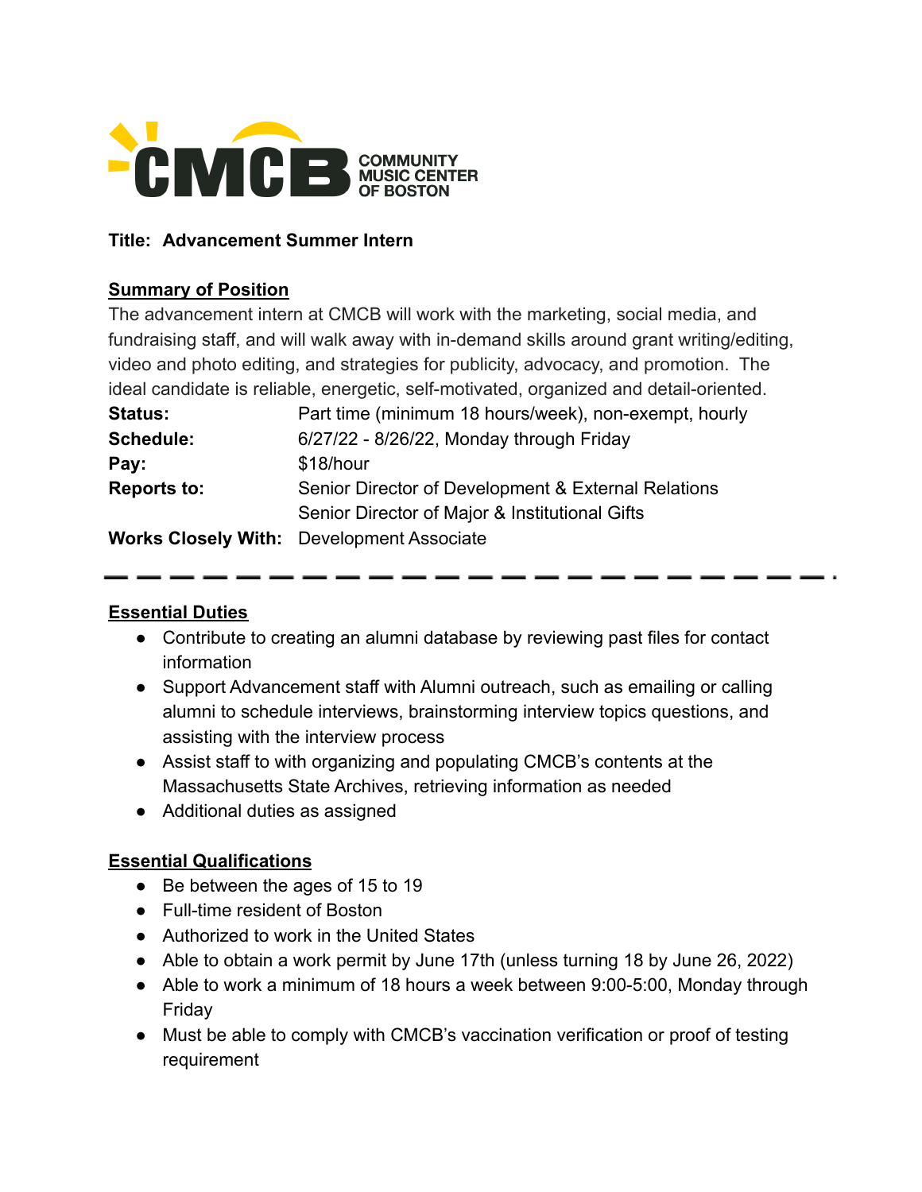CMCB COMMUNITY MUSIC CENTER OF BOSTON

**Title: Advancement Summer Intern**

## Summary of Position

The advancement intern at CMCB will work with the marketing, social media, and fundraising staff, and will walk away with in-demand skills around grant writing/editing, video and photo editing, and strategies for publicity, advocacy, and promotion. The ideal candidate is reliable, energetic, self-motivated, organized and detail-oriented.

| | |
|---|---|
| **Status:** | Part time (minimum 18 hours/week), non-exempt, hourly |
| **Schedule:** | 6/27/22 - 8/26/22, Monday through Friday |
| **Pay:** | $18/hour |
| **Reports to:** | Senior Director of Development & External Relations<br>Senior Director of Major & Institutional Gifts |
| **Works Closely With:** | Development Associate |

---

## Essential Duties

- Contribute to creating an alumni database by reviewing past files for contact information
- Support Advancement staff with Alumni outreach, such as emailing or calling alumni to schedule interviews, brainstorming interview topics questions, and assisting with the interview process
- Assist staff to with organizing and populating CMCB's contents at the Massachusetts State Archives, retrieving information as needed
- Additional duties as assigned

## Essential Qualifications

- Be between the ages of 15 to 19
- Full-time resident of Boston
- Authorized to work in the United States
- Able to obtain a work permit by June 17th (unless turning 18 by June 26, 2022)
- Able to work a minimum of 18 hours a week between 9:00-5:00, Monday through Friday
- Must be able to comply with CMCB's vaccination verification or proof of testing requirement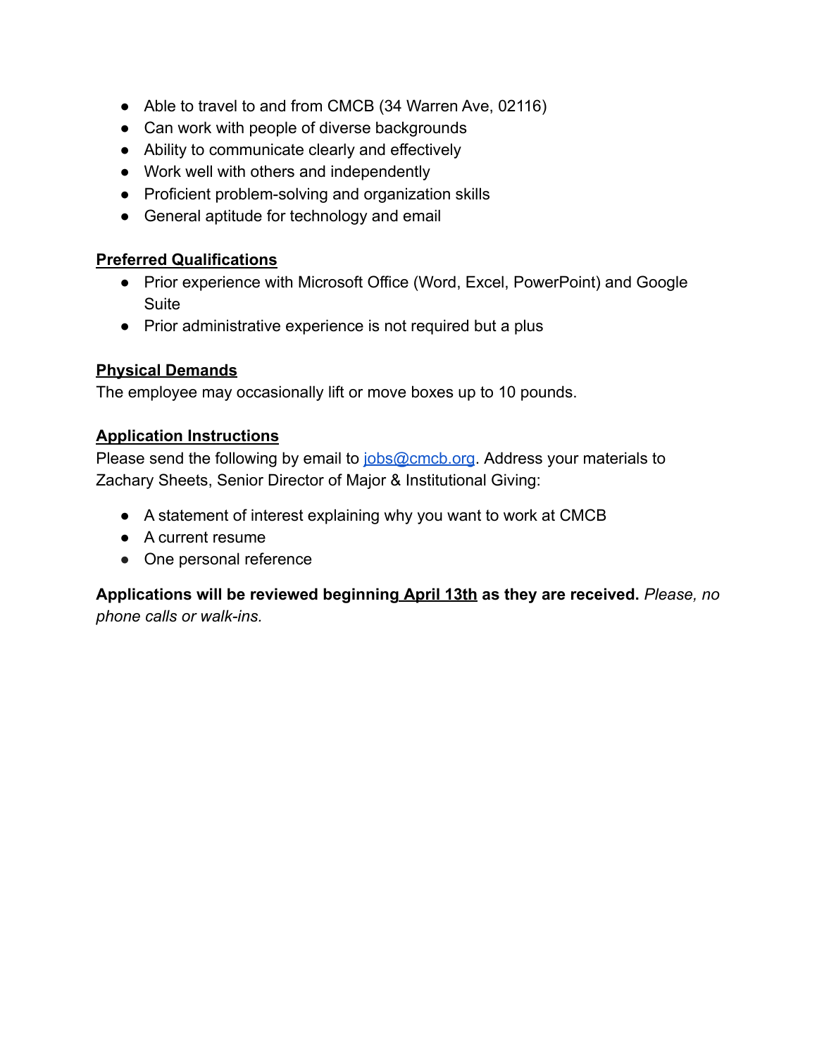- Able to travel to and from CMCB (34 Warren Ave, 02116)
- Can work with people of diverse backgrounds
- Ability to communicate clearly and effectively
- Work well with others and independently
- Proficient problem-solving and organization skills
- General aptitude for technology and email

**Preferred Qualifications**

- Prior experience with Microsoft Office (Word, Excel, PowerPoint) and Google Suite
- Prior administrative experience is not required but a plus

**Physical Demands**

The employee may occasionally lift or move boxes up to 10 pounds.

**Application Instructions**

Please send the following by email to jobs@cmcb.org. Address your materials to Zachary Sheets, Senior Director of Major & Institutional Giving:

- A statement of interest explaining why you want to work at CMCB
- A current resume
- One personal reference

**Applications will be reviewed beginning April 13th as they are received.** *Please, no phone calls or walk-ins.*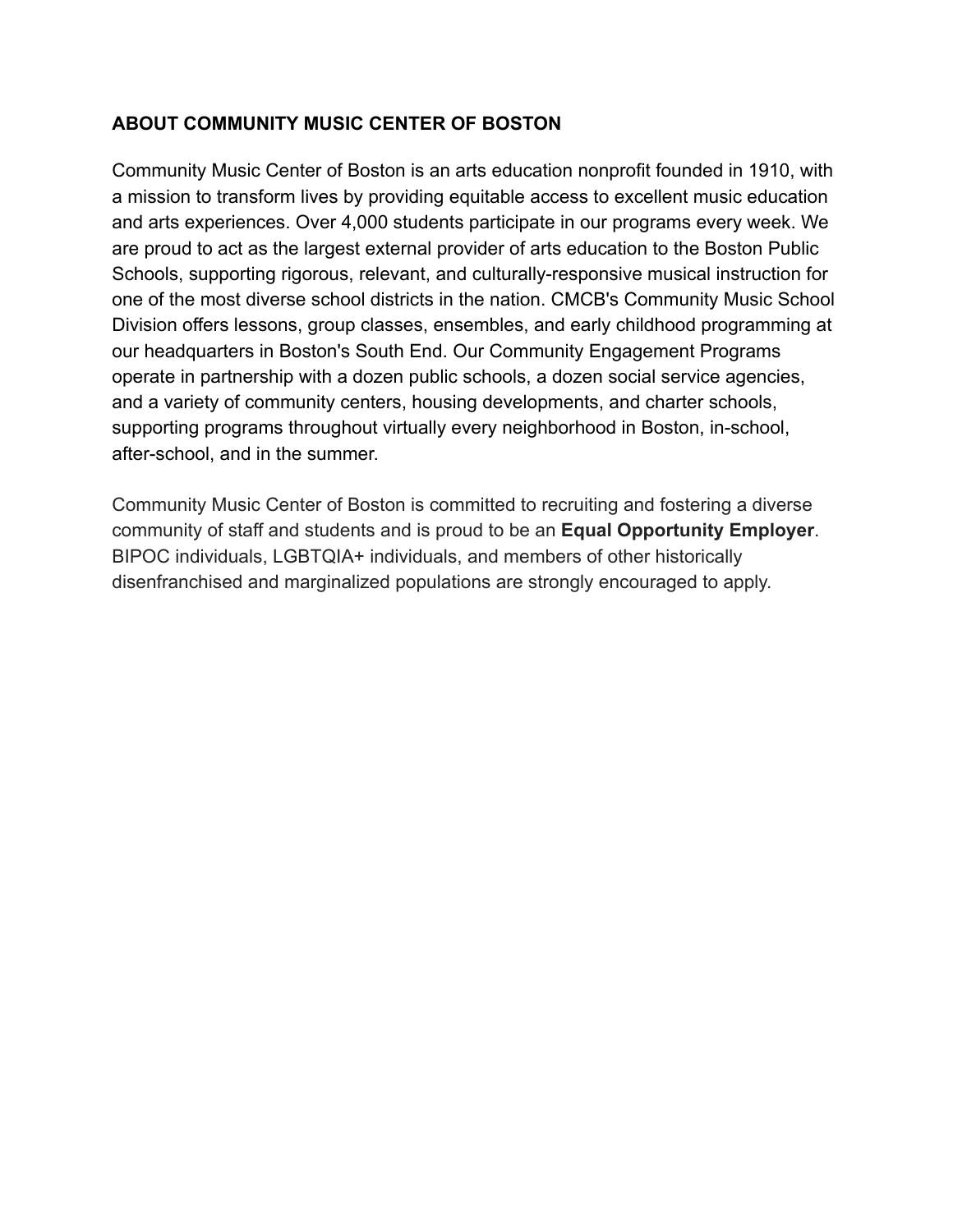## ABOUT COMMUNITY MUSIC CENTER OF BOSTON

Community Music Center of Boston is an arts education nonprofit founded in 1910, with a mission to transform lives by providing equitable access to excellent music education and arts experiences. Over 4,000 students participate in our programs every week. We are proud to act as the largest external provider of arts education to the Boston Public Schools, supporting rigorous, relevant, and culturally-responsive musical instruction for one of the most diverse school districts in the nation. CMCB's Community Music School Division offers lessons, group classes, ensembles, and early childhood programming at our headquarters in Boston's South End. Our Community Engagement Programs operate in partnership with a dozen public schools, a dozen social service agencies, and a variety of community centers, housing developments, and charter schools, supporting programs throughout virtually every neighborhood in Boston, in-school, after-school, and in the summer.

Community Music Center of Boston is committed to recruiting and fostering a diverse community of staff and students and is proud to be an **Equal Opportunity Employer**. BIPOC individuals, LGBTQIA+ individuals, and members of other historically disenfranchised and marginalized populations are strongly encouraged to apply.